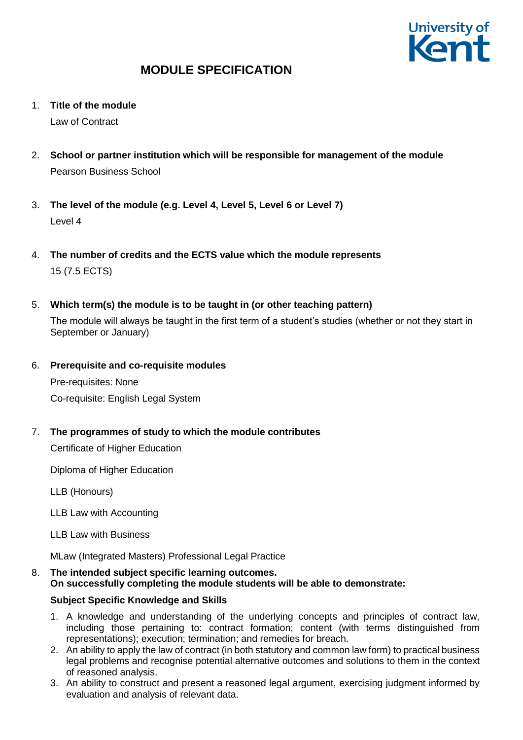# MODULE SPECIFICATION

1. **Title of the module**

   Law of Contract

2. **School or partner institution which will be responsible for management of the module**

   Pearson Business School

3. **The level of the module (e.g. Level 4, Level 5, Level 6 or Level 7)**

   Level 4

4. **The number of credits and the ECTS value which the module represents**

   15 (7.5 ECTS)

5. **Which term(s) the module is to be taught in (or other teaching pattern)**

   The module will always be taught in the first term of a student's studies (whether or not they start in September or January)

6. **Prerequisite and co-requisite modules**

   Pre-requisites: None

   Co-requisite: English Legal System

7. **The programmes of study to which the module contributes**

   Certificate of Higher Education

   Diploma of Higher Education

   LLB (Honours)

   LLB Law with Accounting

   LLB Law with Business

   MLaw (Integrated Masters) Professional Legal Practice

8. **The intended subject specific learning outcomes.**
   **On successfully completing the module students will be able to demonstrate:**

   **Subject Specific Knowledge and Skills**

   1. A knowledge and understanding of the underlying concepts and principles of contract law, including those pertaining to: contract formation; content (with terms distinguished from representations); execution; termination; and remedies for breach.
   2. An ability to apply the law of contract (in both statutory and common law form) to practical business legal problems and recognise potential alternative outcomes and solutions to them in the context of reasoned analysis.
   3. An ability to construct and present a reasoned legal argument, exercising judgment informed by evaluation and analysis of relevant data.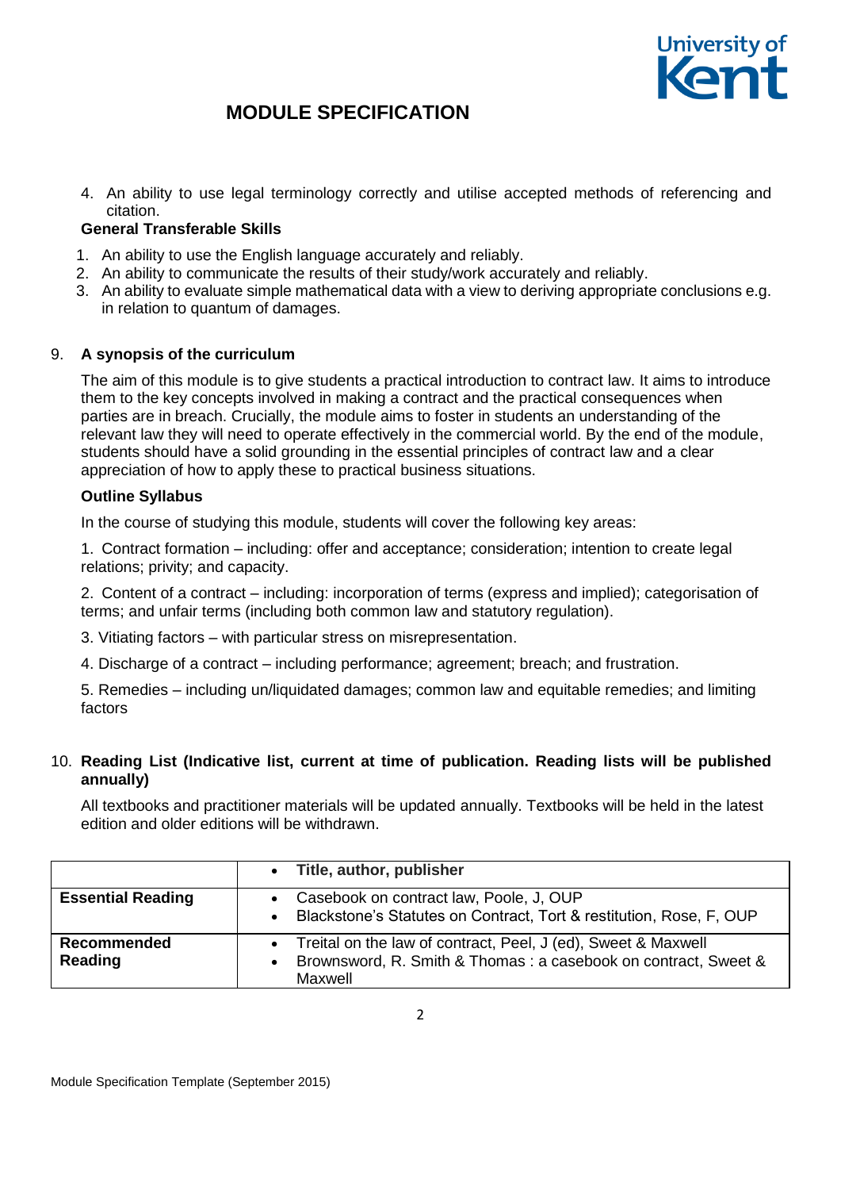4. An ability to use legal terminology correctly and utilise accepted methods of referencing and citation.

**General Transferable Skills**

1. An ability to use the English language accurately and reliably.
2. An ability to communicate the results of their study/work accurately and reliably.
3. An ability to evaluate simple mathematical data with a view to deriving appropriate conclusions e.g. in relation to quantum of damages.

## 9. A synopsis of the curriculum

The aim of this module is to give students a practical introduction to contract law. It aims to introduce them to the key concepts involved in making a contract and the practical consequences when parties are in breach. Crucially, the module aims to foster in students an understanding of the relevant law they will need to operate effectively in the commercial world. By the end of the module, students should have a solid grounding in the essential principles of contract law and a clear appreciation of how to apply these to practical business situations.

**Outline Syllabus**

In the course of studying this module, students will cover the following key areas:

1. Contract formation – including: offer and acceptance; consideration; intention to create legal relations; privity; and capacity.

2. Content of a contract – including: incorporation of terms (express and implied); categorisation of terms; and unfair terms (including both common law and statutory regulation).

3. Vitiating factors – with particular stress on misrepresentation.

4. Discharge of a contract – including performance; agreement; breach; and frustration.

5. Remedies – including un/liquidated damages; common law and equitable remedies; and limiting factors

## 10. Reading List (Indicative list, current at time of publication. Reading lists will be published annually)

All textbooks and practitioner materials will be updated annually. Textbooks will be held in the latest edition and older editions will be withdrawn.

| | • **Title, author, publisher** |
|---|---|
| **Essential Reading** | • Casebook on contract law, Poole, J, OUP<br>• Blackstone's Statutes on Contract, Tort & restitution, Rose, F, OUP |
| **Recommended Reading** | • Treital on the law of contract, Peel, J (ed), Sweet & Maxwell<br>• Brownsword, R. Smith & Thomas : a casebook on contract, Sweet & Maxwell |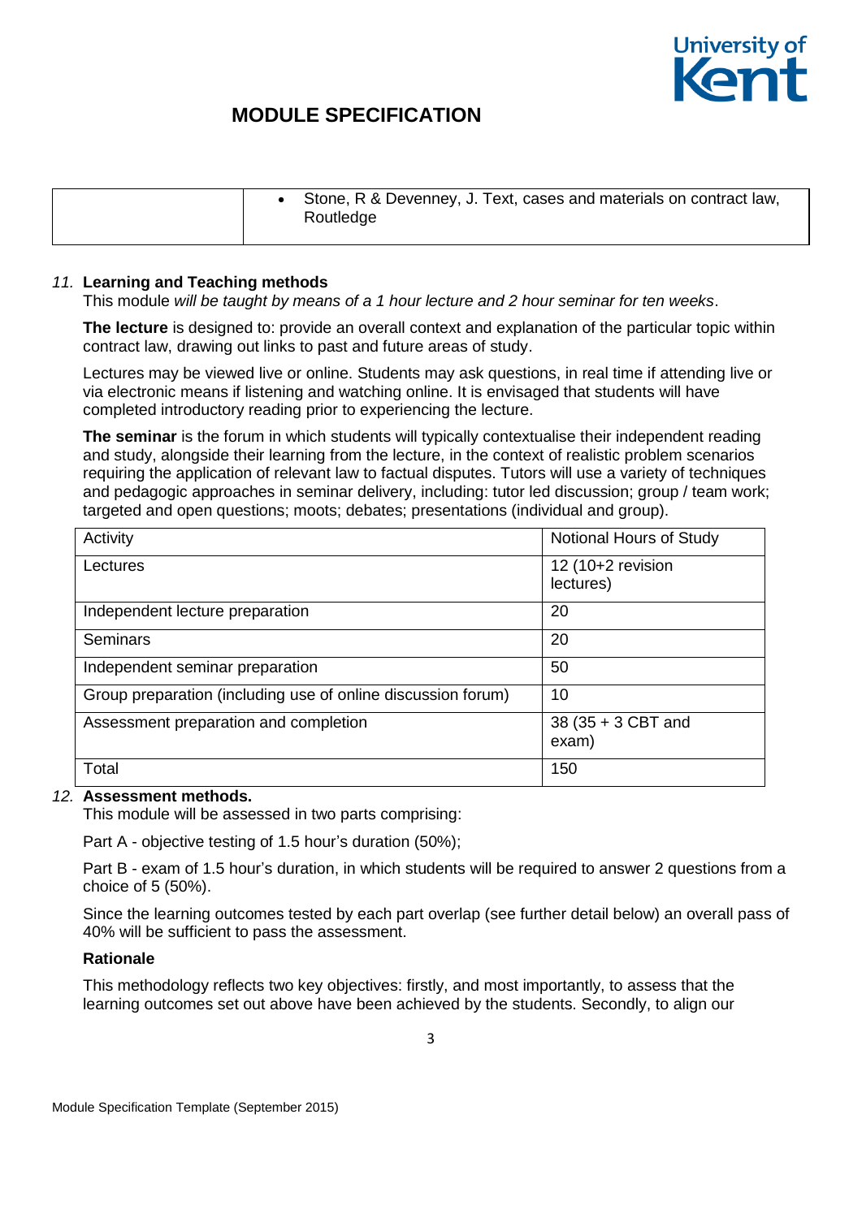| | • Stone, R & Devenney, J. Text, cases and materials on contract law, Routledge |
|---|---|

*11.* **Learning and Teaching methods**

This module *will be taught by means of a 1 hour lecture and 2 hour seminar for ten weeks*.

**The lecture** is designed to: provide an overall context and explanation of the particular topic within contract law, drawing out links to past and future areas of study.

Lectures may be viewed live or online. Students may ask questions, in real time if attending live or via electronic means if listening and watching online. It is envisaged that students will have completed introductory reading prior to experiencing the lecture.

**The seminar** is the forum in which students will typically contextualise their independent reading and study, alongside their learning from the lecture, in the context of realistic problem scenarios requiring the application of relevant law to factual disputes. Tutors will use a variety of techniques and pedagogic approaches in seminar delivery, including: tutor led discussion; group / team work; targeted and open questions; moots; debates; presentations (individual and group).

| Activity | Notional Hours of Study |
|---|---|
| Lectures | 12 (10+2 revision lectures) |
| Independent lecture preparation | 20 |
| Seminars | 20 |
| Independent seminar preparation | 50 |
| Group preparation (including use of online discussion forum) | 10 |
| Assessment preparation and completion | 38 (35 + 3 CBT and exam) |
| Total | 150 |

*12.* **Assessment methods.**

This module will be assessed in two parts comprising:

Part A - objective testing of 1.5 hour's duration (50%);

Part B - exam of 1.5 hour's duration, in which students will be required to answer 2 questions from a choice of 5 (50%).

Since the learning outcomes tested by each part overlap (see further detail below) an overall pass of 40% will be sufficient to pass the assessment.

**Rationale**

This methodology reflects two key objectives: firstly, and most importantly, to assess that the learning outcomes set out above have been achieved by the students. Secondly, to align our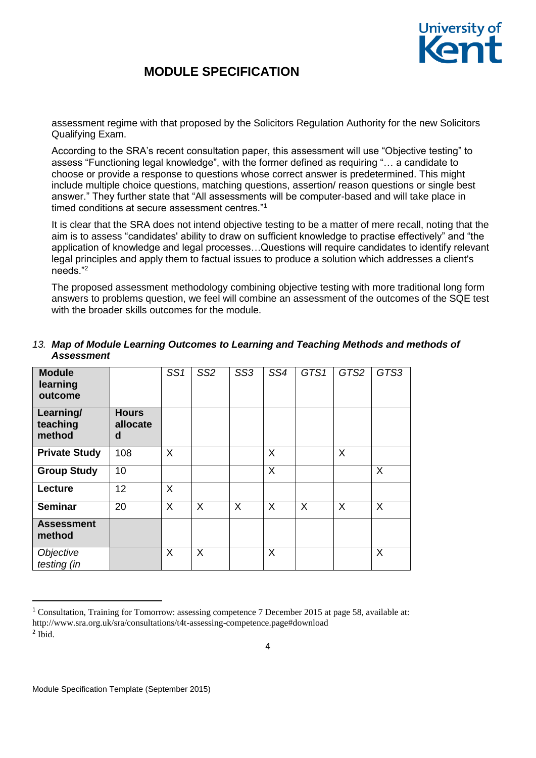assessment regime with that proposed by the Solicitors Regulation Authority for the new Solicitors Qualifying Exam.

According to the SRA's recent consultation paper, this assessment will use "Objective testing" to assess "Functioning legal knowledge", with the former defined as requiring "… a candidate to choose or provide a response to questions whose correct answer is predetermined. This might include multiple choice questions, matching questions, assertion/ reason questions or single best answer." They further state that "All assessments will be computer-based and will take place in timed conditions at secure assessment centres."[1]

It is clear that the SRA does not intend objective testing to be a matter of mere recall, noting that the aim is to assess "candidates' ability to draw on sufficient knowledge to practise effectively" and "the application of knowledge and legal processes…Questions will require candidates to identify relevant legal principles and apply them to factual issues to produce a solution which addresses a client's needs."[2]

The proposed assessment methodology combining objective testing with more traditional long form answers to problems question, we feel will combine an assessment of the outcomes of the SQE test with the broader skills outcomes for the module.

### 13. *Map of Module Learning Outcomes to Learning and Teaching Methods and methods of Assessment*

| **Module learning outcome** | | *SS1* | *SS2* | *SS3* | *SS4* | *GTS1* | *GTS2* | *GTS3* |
|---|---|---|---|---|---|---|---|---|
| **Learning/ teaching method** | **Hours allocated** | | | | | | | |
| **Private Study** | 108 | X | | | X | | X | |
| **Group Study** | 10 | | | | X | | | X |
| **Lecture** | 12 | X | | | | | | |
| **Seminar** | 20 | X | X | X | X | X | X | X |
| **Assessment method** | | | | | | | | |
| *Objective testing (in* | | X | X | | X | | | X |

[1] Consultation, Training for Tomorrow: assessing competence 7 December 2015 at page 58, available at: http://www.sra.org.uk/sra/consultations/t4t-assessing-competence.page#download

[2] Ibid.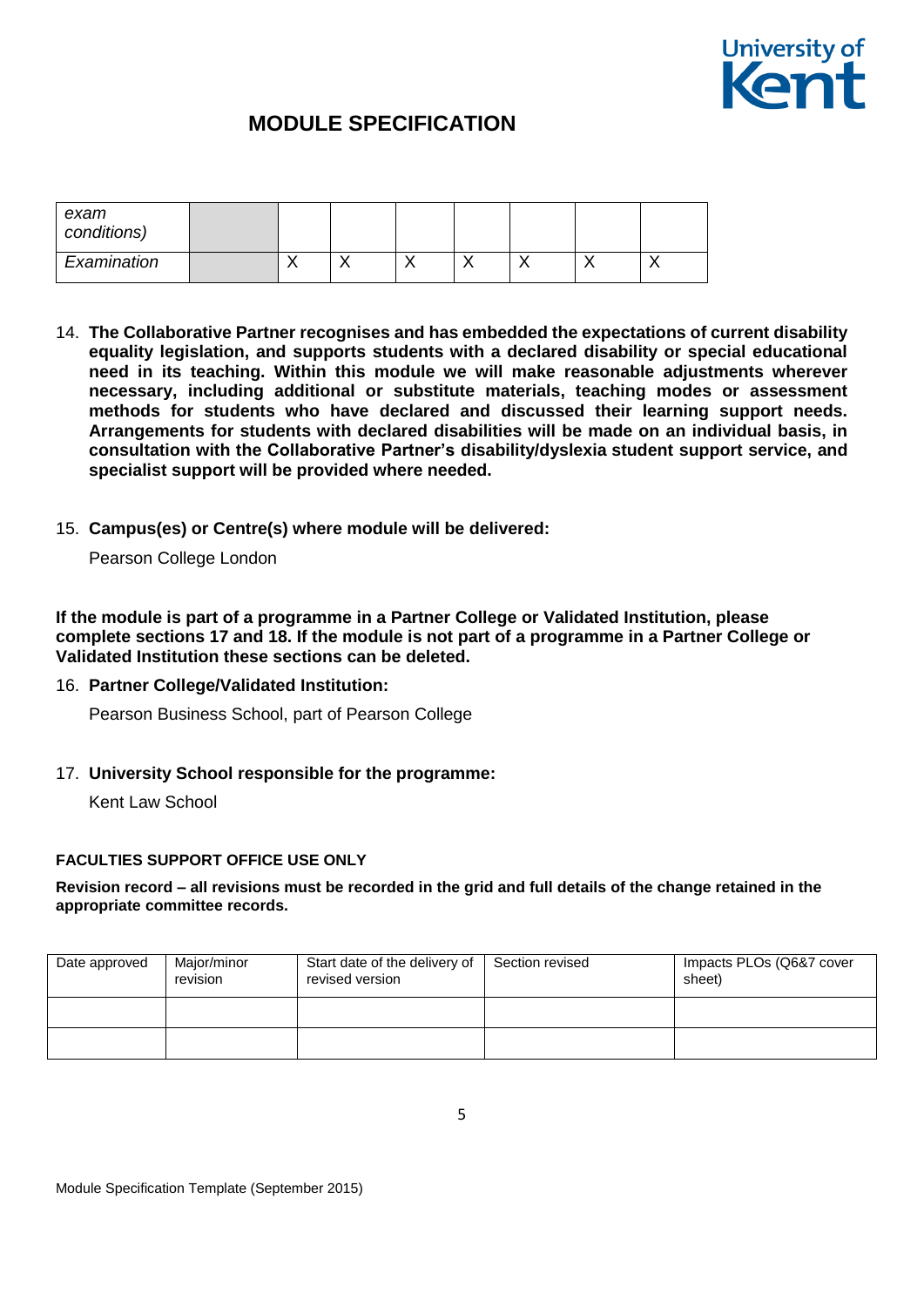# MODULE SPECIFICATION

| | | | | | | | | |
|---|---|---|---|---|---|---|---|---|
| *exam conditions)* | | | | | | | | |
| *Examination* | | X | X | X | X | X | X | X |

14. **The Collaborative Partner recognises and has embedded the expectations of current disability equality legislation, and supports students with a declared disability or special educational need in its teaching. Within this module we will make reasonable adjustments wherever necessary, including additional or substitute materials, teaching modes or assessment methods for students who have declared and discussed their learning support needs. Arrangements for students with declared disabilities will be made on an individual basis, in consultation with the Collaborative Partner's disability/dyslexia student support service, and specialist support will be provided where needed.**

15. **Campus(es) or Centre(s) where module will be delivered:**

    Pearson College London

**If the module is part of a programme in a Partner College or Validated Institution, please complete sections 17 and 18. If the module is not part of a programme in a Partner College or Validated Institution these sections can be deleted.**

16. **Partner College/Validated Institution:**

    Pearson Business School, part of Pearson College

17. **University School responsible for the programme:**

    Kent Law School

**FACULTIES SUPPORT OFFICE USE ONLY**

**Revision record – all revisions must be recorded in the grid and full details of the change retained in the appropriate committee records.**

| Date approved | Major/minor revision | Start date of the delivery of revised version | Section revised | Impacts PLOs (Q6&7 cover sheet) |
|---|---|---|---|---|
| | | | | |
| | | | | |

Module Specification Template (September 2015)